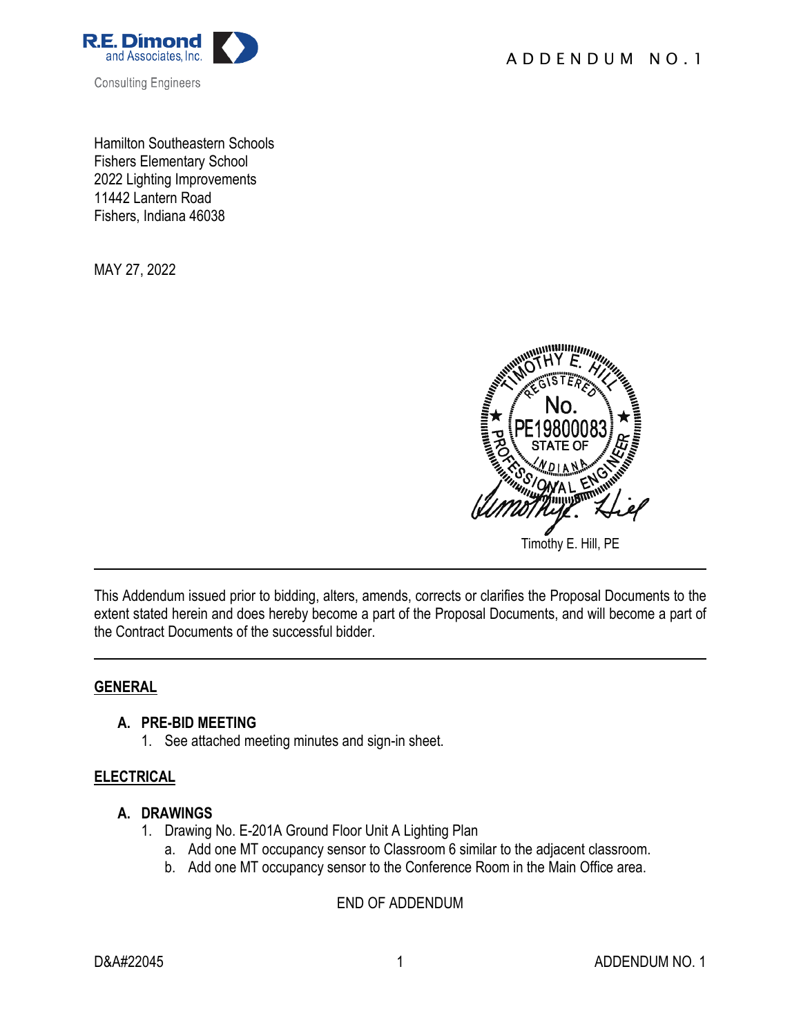R.E. Dimond and Associates, Inc.

Consulting Engineers

# ADDENDUM NO. 1

Hamilton Southeastern Schools
Fishers Elementary School
2022 Lighting Improvements
11442 Lantern Road
Fishers, Indiana 46038

MAY 27, 2022

TIMOTHY E. HILL
REGISTERED
No. PE19800083
STATE OF INDIANA
PROFESSIONAL ENGINEER

Timothy E. Hill, PE

---

This Addendum issued prior to bidding, alters, amends, corrects or clarifies the Proposal Documents to the extent stated herein and does hereby become a part of the Proposal Documents, and will become a part of the Contract Documents of the successful bidder.

---

## GENERAL

### A. PRE-BID MEETING

1. See attached meeting minutes and sign-in sheet.

## ELECTRICAL

### A. DRAWINGS

1. Drawing No. E-201A Ground Floor Unit A Lighting Plan
   a. Add one MT occupancy sensor to Classroom 6 similar to the adjacent classroom.
   b. Add one MT occupancy sensor to the Conference Room in the Main Office area.

END OF ADDENDUM

D&A#22045 ADDENDUM NO. 1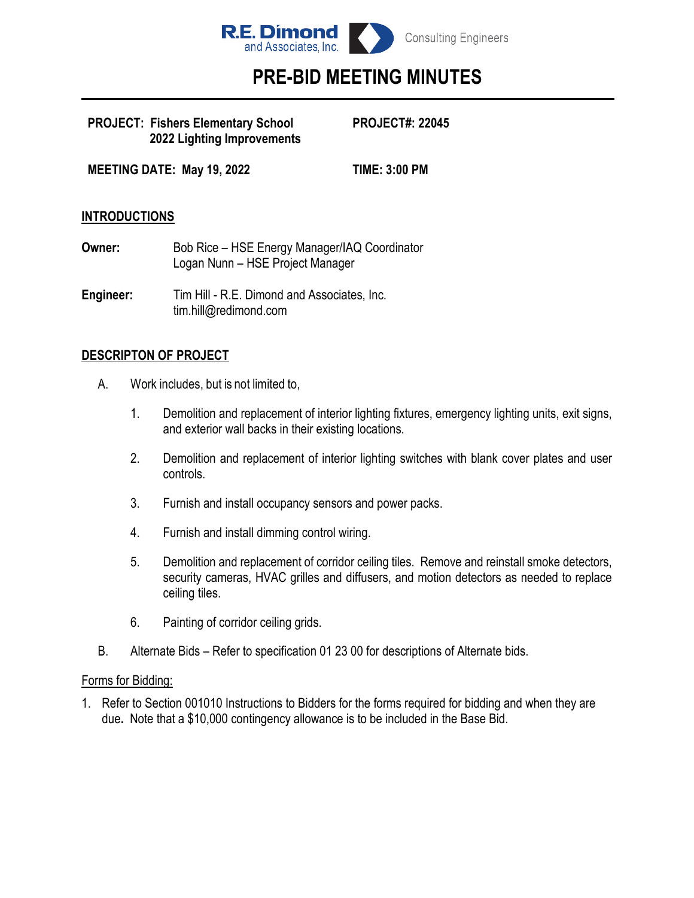R.E. Dimond and Associates, Inc. Consulting Engineers

# PRE-BID MEETING MINUTES

**PROJECT: Fishers Elementary School 2022 Lighting Improvements** **PROJECT#: 22045**

**MEETING DATE: May 19, 2022** **TIME: 3:00 PM**

## INTRODUCTIONS

**Owner:** Bob Rice – HSE Energy Manager/IAQ Coordinator
Logan Nunn – HSE Project Manager

**Engineer:** Tim Hill - R.E. Dimond and Associates, Inc.
tim.hill@redimond.com

## DESCRIPTON OF PROJECT

A. Work includes, but is not limited to,

1. Demolition and replacement of interior lighting fixtures, emergency lighting units, exit signs, and exterior wall backs in their existing locations.

2. Demolition and replacement of interior lighting switches with blank cover plates and user controls.

3. Furnish and install occupancy sensors and power packs.

4. Furnish and install dimming control wiring.

5. Demolition and replacement of corridor ceiling tiles. Remove and reinstall smoke detectors, security cameras, HVAC grilles and diffusers, and motion detectors as needed to replace ceiling tiles.

6. Painting of corridor ceiling grids.

B. Alternate Bids – Refer to specification 01 23 00 for descriptions of Alternate bids.

Forms for Bidding:

1. Refer to Section 001010 Instructions to Bidders for the forms required for bidding and when they are due. Note that a $10,000 contingency allowance is to be included in the Base Bid.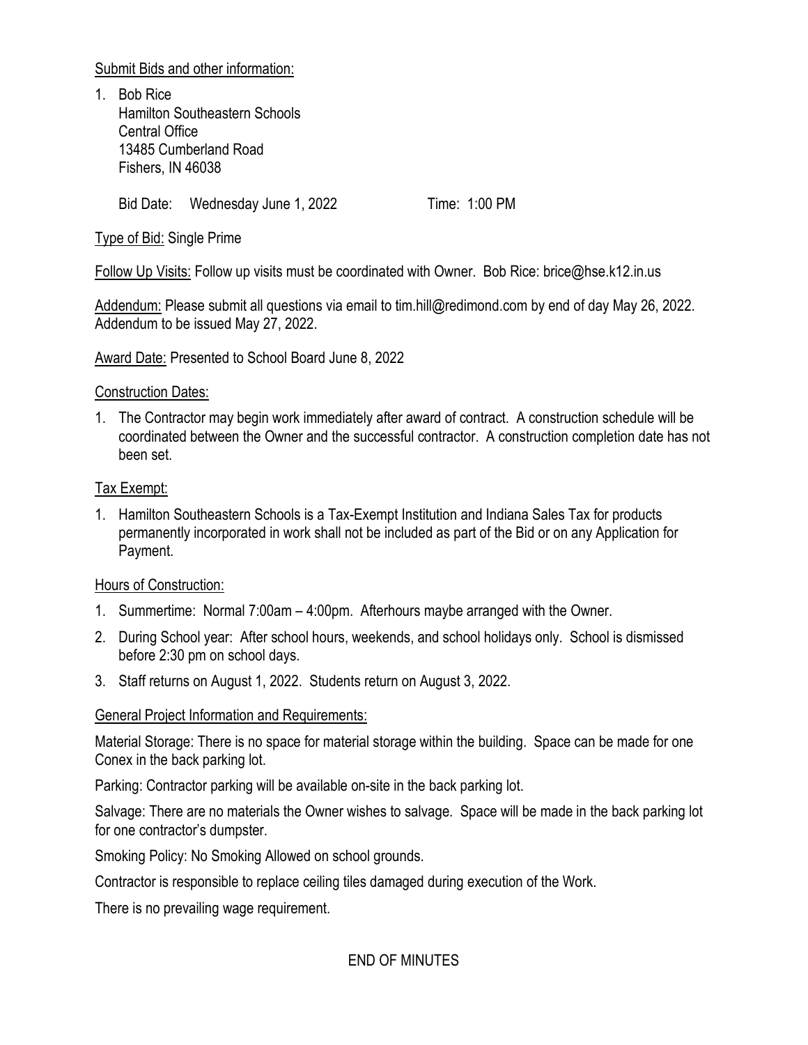Submit Bids and other information:

1. Bob Rice
   Hamilton Southeastern Schools
   Central Office
   13485 Cumberland Road
   Fishers, IN 46038

   Bid Date: Wednesday June 1, 2022 Time: 1:00 PM

Type of Bid: Single Prime

Follow Up Visits: Follow up visits must be coordinated with Owner. Bob Rice: brice@hse.k12.in.us

Addendum: Please submit all questions via email to tim.hill@redimond.com by end of day May 26, 2022. Addendum to be issued May 27, 2022.

Award Date: Presented to School Board June 8, 2022

Construction Dates:

1. The Contractor may begin work immediately after award of contract. A construction schedule will be coordinated between the Owner and the successful contractor. A construction completion date has not been set.

Tax Exempt:

1. Hamilton Southeastern Schools is a Tax-Exempt Institution and Indiana Sales Tax for products permanently incorporated in work shall not be included as part of the Bid or on any Application for Payment.

Hours of Construction:

1. Summertime: Normal 7:00am – 4:00pm. Afterhours maybe arranged with the Owner.
2. During School year: After school hours, weekends, and school holidays only. School is dismissed before 2:30 pm on school days.
3. Staff returns on August 1, 2022. Students return on August 3, 2022.

General Project Information and Requirements:

Material Storage: There is no space for material storage within the building. Space can be made for one Conex in the back parking lot.

Parking: Contractor parking will be available on-site in the back parking lot.

Salvage: There are no materials the Owner wishes to salvage. Space will be made in the back parking lot for one contractor's dumpster.

Smoking Policy: No Smoking Allowed on school grounds.

Contractor is responsible to replace ceiling tiles damaged during execution of the Work.

There is no prevailing wage requirement.

END OF MINUTES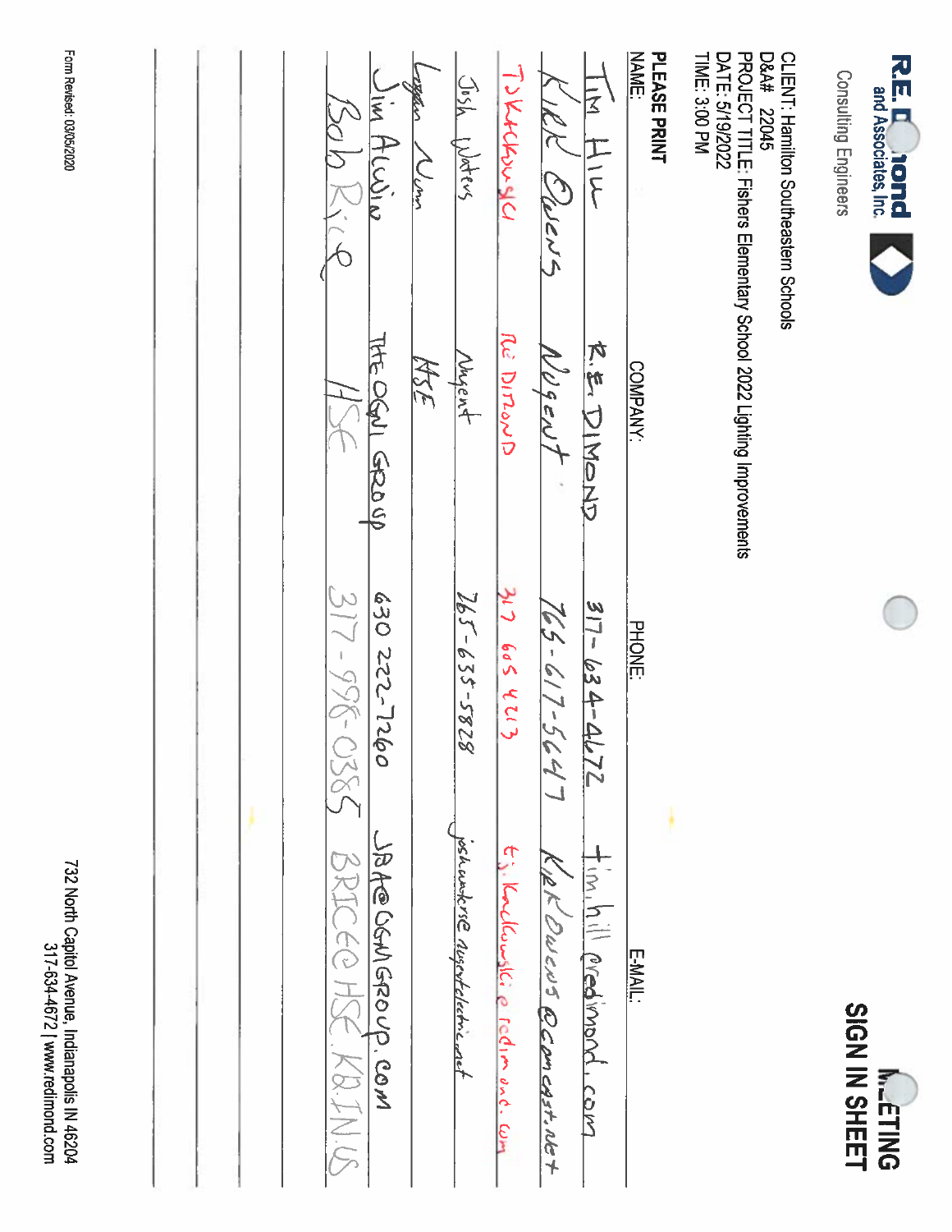**R.E. Dimond and Associates, Inc.**
Consulting Engineers

# MEETING SIGN IN SHEET

CLIENT: Hamilton Southeastern Schools
D&A# 22045
PROJECT TITLE: Fishers Elementary School 2022 Lighting Improvements
DATE: 5/19/2022
TIME: 3:00 PM

**PLEASE PRINT**

| NAME: | COMPANY: | PHONE: | E-MAIL: |
|---|---|---|---|
| Tim Hill | R.E. DIMOND | 317-634-4672 | tim.hill@redimond.com |
| Kirk Owens | Nugent | 765-617-5647 | KirkOwens@comcast.net |
| TJ Kachkowski | RE DIMOND | 317 605 4213 | tj.kachkowski@redimond.com |
| Josh Waters | Nugent | 765-635-5828 | joshwaters@nugentelectric.net |
| Logan Nunn | HSE | | |
| Jim Alwin | THE OGM GROUP | 630 222-7260 | JBA@OGMGROUP.COM |
| Bob Rice | HSE | 317-998-0385 | BRICE@HSE.K12.IN.US |
| | | | |
| | | | |
| | | | |
| | | | |
| | | | |

Form Revised: 03/05/2020

732 North Capitol Avenue, Indianapolis IN 46204
317-634-4672 | www.redimond.com